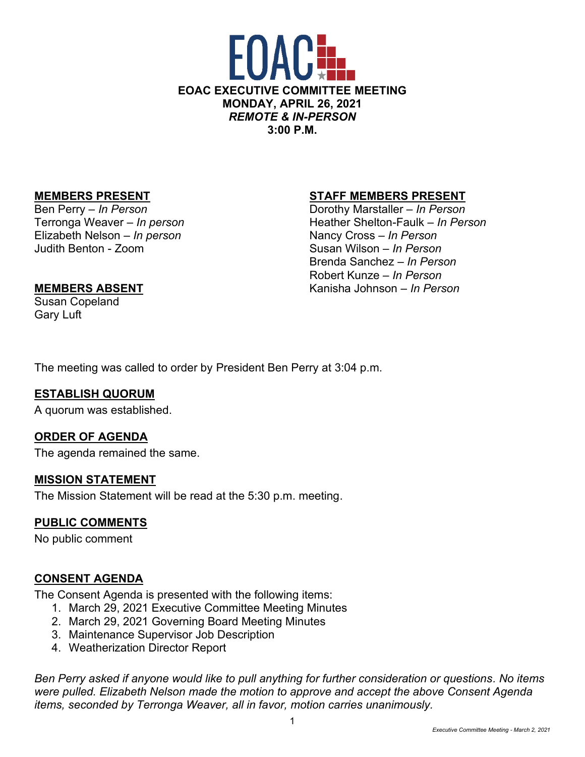# EOAC EXECUTIVE COMMITTEE MEETING

**MONDAY, APRIL 26, 2021**
***REMOTE & IN-PERSON***
**3:00 P.M.**

**MEMBERS PRESENT**
Ben Perry – *In Person*
Terronga Weaver – *In person*
Elizabeth Nelson – *In person*
Judith Benton - Zoom

**MEMBERS ABSENT**
Susan Copeland
Gary Luft

**STAFF MEMBERS PRESENT**
Dorothy Marstaller – *In Person*
Heather Shelton-Faulk – *In Person*
Nancy Cross – *In Person*
Susan Wilson – *In Person*
Brenda Sanchez – *In Person*
Robert Kunze – *In Person*
Kanisha Johnson – *In Person*

The meeting was called to order by President Ben Perry at 3:04 p.m.

**ESTABLISH QUORUM**

A quorum was established.

**ORDER OF AGENDA**

The agenda remained the same.

**MISSION STATEMENT**

The Mission Statement will be read at the 5:30 p.m. meeting.

**PUBLIC COMMENTS**

No public comment

**CONSENT AGENDA**

The Consent Agenda is presented with the following items:

1. March 29, 2021 Executive Committee Meeting Minutes
2. March 29, 2021 Governing Board Meeting Minutes
3. Maintenance Supervisor Job Description
4. Weatherization Director Report

*Ben Perry asked if anyone would like to pull anything for further consideration or questions. No items were pulled. Elizabeth Nelson made the motion to approve and accept the above Consent Agenda items, seconded by Terronga Weaver, all in favor, motion carries unanimously.*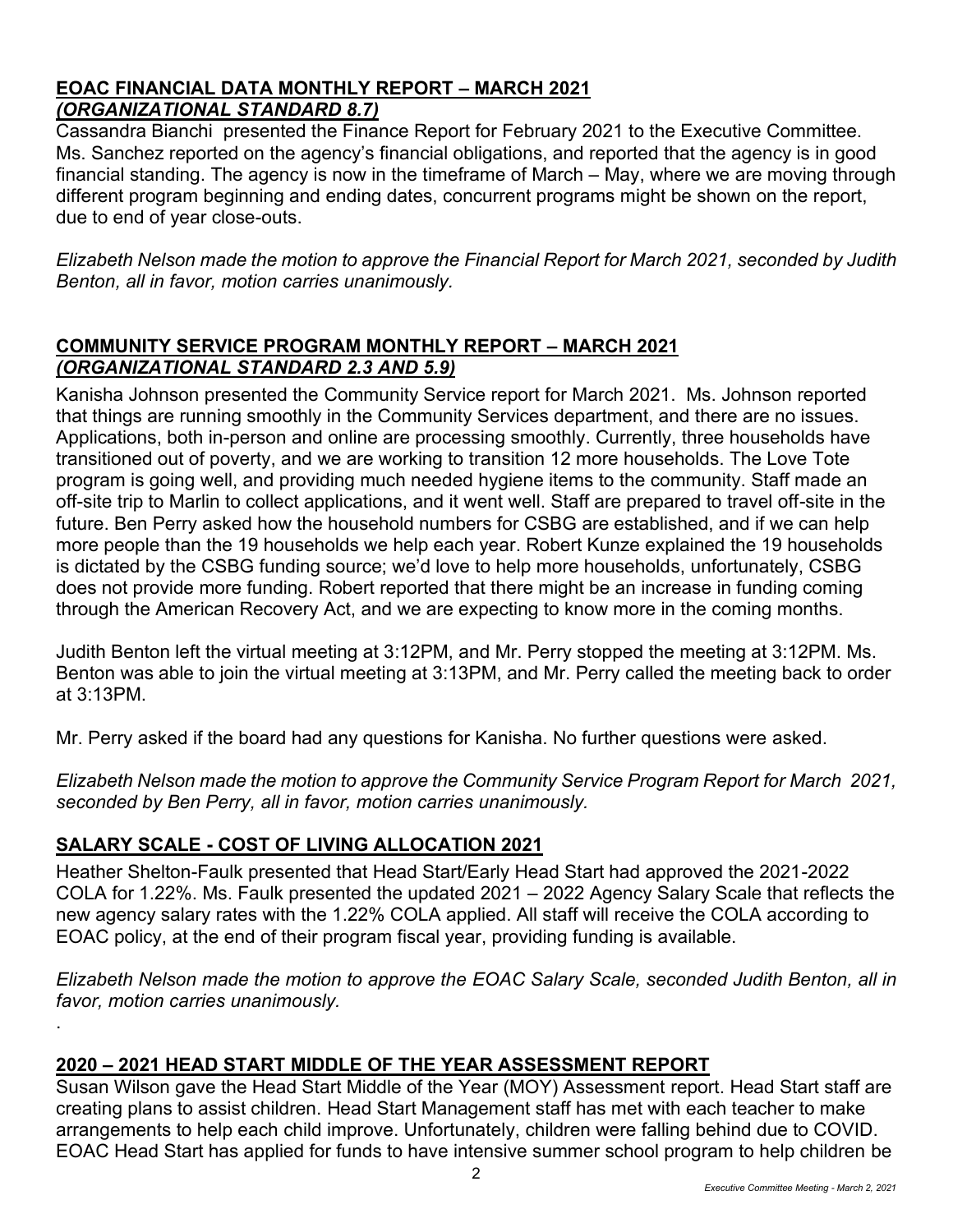## EOAC FINANCIAL DATA MONTHLY REPORT – MARCH 2021
***(ORGANIZATIONAL STANDARD 8.7)***

Cassandra Bianchi presented the Finance Report for February 2021 to the Executive Committee. Ms. Sanchez reported on the agency's financial obligations, and reported that the agency is in good financial standing. The agency is now in the timeframe of March – May, where we are moving through different program beginning and ending dates, concurrent programs might be shown on the report, due to end of year close-outs.

*Elizabeth Nelson made the motion to approve the Financial Report for March 2021, seconded by Judith Benton, all in favor, motion carries unanimously.*

## COMMUNITY SERVICE PROGRAM MONTHLY REPORT – MARCH 2021
***(ORGANIZATIONAL STANDARD 2.3 AND 5.9)***

Kanisha Johnson presented the Community Service report for March 2021. Ms. Johnson reported that things are running smoothly in the Community Services department, and there are no issues. Applications, both in-person and online are processing smoothly. Currently, three households have transitioned out of poverty, and we are working to transition 12 more households. The Love Tote program is going well, and providing much needed hygiene items to the community. Staff made an off-site trip to Marlin to collect applications, and it went well. Staff are prepared to travel off-site in the future. Ben Perry asked how the household numbers for CSBG are established, and if we can help more people than the 19 households we help each year. Robert Kunze explained the 19 households is dictated by the CSBG funding source; we'd love to help more households, unfortunately, CSBG does not provide more funding. Robert reported that there might be an increase in funding coming through the American Recovery Act, and we are expecting to know more in the coming months.

Judith Benton left the virtual meeting at 3:12PM, and Mr. Perry stopped the meeting at 3:12PM. Ms. Benton was able to join the virtual meeting at 3:13PM, and Mr. Perry called the meeting back to order at 3:13PM.

Mr. Perry asked if the board had any questions for Kanisha. No further questions were asked.

*Elizabeth Nelson made the motion to approve the Community Service Program Report for March 2021, seconded by Ben Perry, all in favor, motion carries unanimously.*

## SALARY SCALE - COST OF LIVING ALLOCATION 2021

Heather Shelton-Faulk presented that Head Start/Early Head Start had approved the 2021-2022 COLA for 1.22%. Ms. Faulk presented the updated 2021 – 2022 Agency Salary Scale that reflects the new agency salary rates with the 1.22% COLA applied. All staff will receive the COLA according to EOAC policy, at the end of their program fiscal year, providing funding is available.

*Elizabeth Nelson made the motion to approve the EOAC Salary Scale, seconded Judith Benton, all in favor, motion carries unanimously.*

.

## 2020 – 2021 HEAD START MIDDLE OF THE YEAR ASSESSMENT REPORT

Susan Wilson gave the Head Start Middle of the Year (MOY) Assessment report. Head Start staff are creating plans to assist children. Head Start Management staff has met with each teacher to make arrangements to help each child improve. Unfortunately, children were falling behind due to COVID. EOAC Head Start has applied for funds to have intensive summer school program to help children be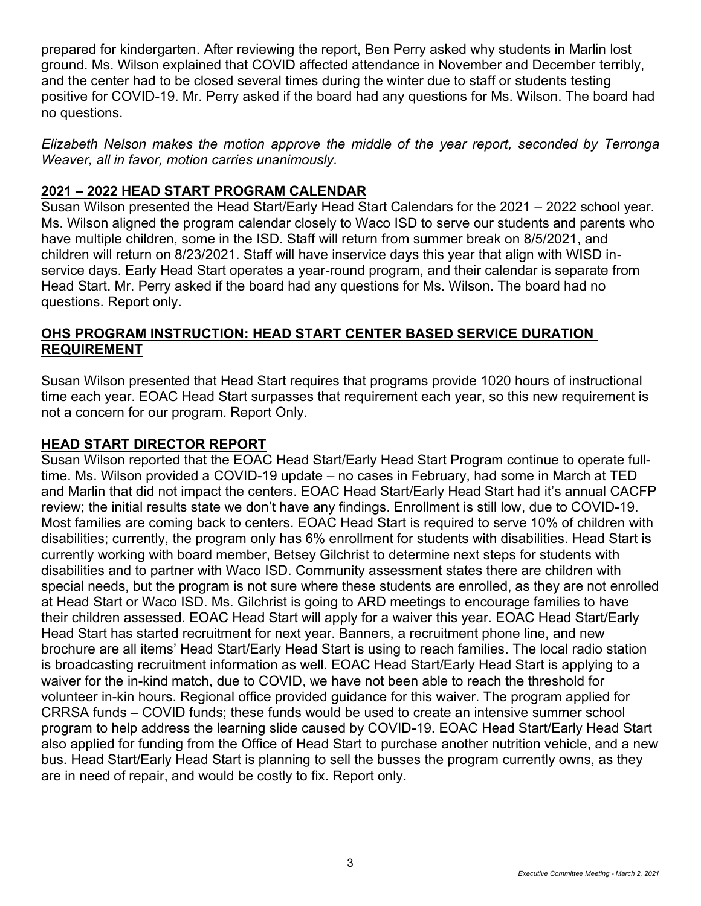prepared for kindergarten. After reviewing the report, Ben Perry asked why students in Marlin lost ground. Ms. Wilson explained that COVID affected attendance in November and December terribly, and the center had to be closed several times during the winter due to staff or students testing positive for COVID-19. Mr. Perry asked if the board had any questions for Ms. Wilson. The board had no questions.

*Elizabeth Nelson makes the motion approve the middle of the year report, seconded by Terronga Weaver, all in favor, motion carries unanimously.*

## 2021 – 2022 HEAD START PROGRAM CALENDAR

Susan Wilson presented the Head Start/Early Head Start Calendars for the 2021 – 2022 school year. Ms. Wilson aligned the program calendar closely to Waco ISD to serve our students and parents who have multiple children, some in the ISD. Staff will return from summer break on 8/5/2021, and children will return on 8/23/2021. Staff will have inservice days this year that align with WISD in-service days. Early Head Start operates a year-round program, and their calendar is separate from Head Start. Mr. Perry asked if the board had any questions for Ms. Wilson. The board had no questions. Report only.

## OHS PROGRAM INSTRUCTION: HEAD START CENTER BASED SERVICE DURATION REQUIREMENT

Susan Wilson presented that Head Start requires that programs provide 1020 hours of instructional time each year. EOAC Head Start surpasses that requirement each year, so this new requirement is not a concern for our program. Report Only.

## HEAD START DIRECTOR REPORT

Susan Wilson reported that the EOAC Head Start/Early Head Start Program continue to operate full-time. Ms. Wilson provided a COVID-19 update – no cases in February, had some in March at TED and Marlin that did not impact the centers. EOAC Head Start/Early Head Start had it's annual CACFP review; the initial results state we don't have any findings. Enrollment is still low, due to COVID-19. Most families are coming back to centers. EOAC Head Start is required to serve 10% of children with disabilities; currently, the program only has 6% enrollment for students with disabilities. Head Start is currently working with board member, Betsey Gilchrist to determine next steps for students with disabilities and to partner with Waco ISD. Community assessment states there are children with special needs, but the program is not sure where these students are enrolled, as they are not enrolled at Head Start or Waco ISD. Ms. Gilchrist is going to ARD meetings to encourage families to have their children assessed. EOAC Head Start will apply for a waiver this year. EOAC Head Start/Early Head Start has started recruitment for next year. Banners, a recruitment phone line, and new brochure are all items' Head Start/Early Head Start is using to reach families. The local radio station is broadcasting recruitment information as well. EOAC Head Start/Early Head Start is applying to a waiver for the in-kind match, due to COVID, we have not been able to reach the threshold for volunteer in-kin hours. Regional office provided guidance for this waiver. The program applied for CRRSA funds – COVID funds; these funds would be used to create an intensive summer school program to help address the learning slide caused by COVID-19. EOAC Head Start/Early Head Start also applied for funding from the Office of Head Start to purchase another nutrition vehicle, and a new bus. Head Start/Early Head Start is planning to sell the busses the program currently owns, as they are in need of repair, and would be costly to fix. Report only.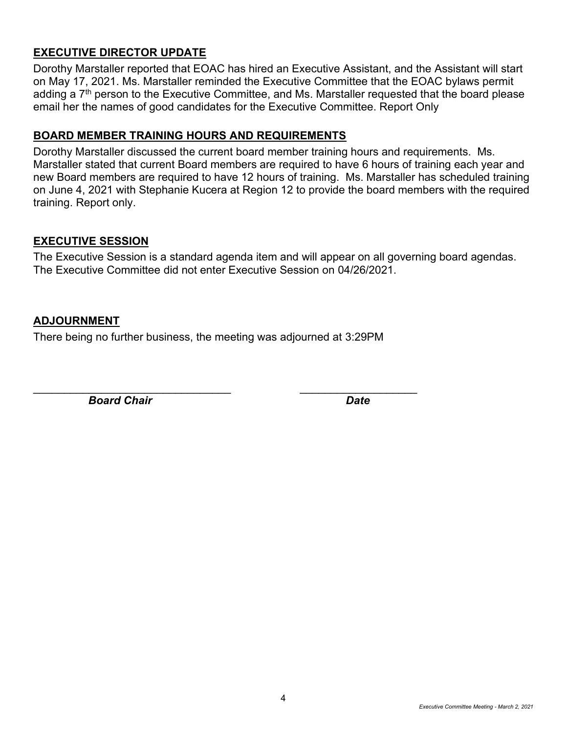## EXECUTIVE DIRECTOR UPDATE

Dorothy Marstaller reported that EOAC has hired an Executive Assistant, and the Assistant will start on May 17, 2021. Ms. Marstaller reminded the Executive Committee that the EOAC bylaws permit adding a 7th person to the Executive Committee, and Ms. Marstaller requested that the board please email her the names of good candidates for the Executive Committee. Report Only

## BOARD MEMBER TRAINING HOURS AND REQUIREMENTS

Dorothy Marstaller discussed the current board member training hours and requirements. Ms. Marstaller stated that current Board members are required to have 6 hours of training each year and new Board members are required to have 12 hours of training. Ms. Marstaller has scheduled training on June 4, 2021 with Stephanie Kucera at Region 12 to provide the board members with the required training. Report only.

## EXECUTIVE SESSION

The Executive Session is a standard agenda item and will appear on all governing board agendas. The Executive Committee did not enter Executive Session on 04/26/2021.

## ADJOURNMENT

There being no further business, the meeting was adjourned at 3:29PM

_________________________________ ____________________

***Board Chair*** ***Date***